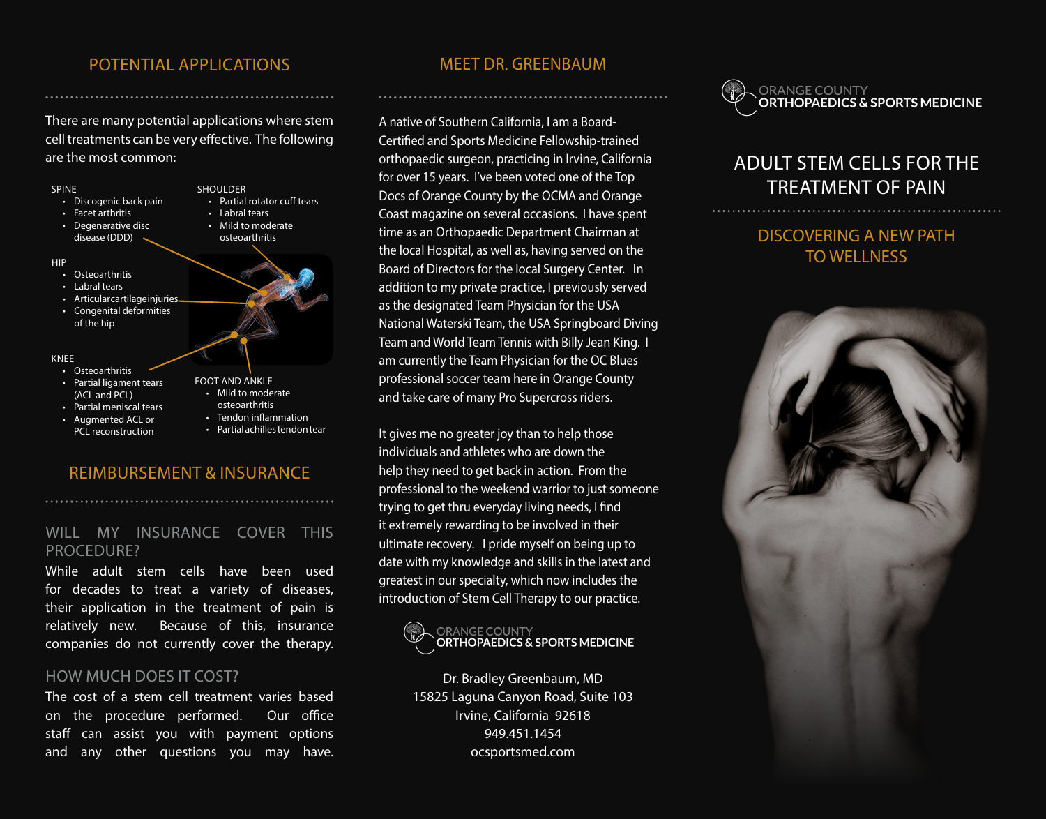## POTENTIAL APPLICATIONS

There are many potential applications where stem cell treatments can be very effective. The following are the most common:

SPINE
- Discogenic back pain
- Facet arthritis
- Degenerative disc disease (DDD)

SHOULDER
- Partial rotator cuff tears
- Labral tears
- Mild to moderate osteoarthritis

HIP
- Osteoarthritis
- Labral tears
- Articular cartilage injuries
- Congenital deformities of the hip

KNEE
- Osteoarthritis
- Partial ligament tears (ACL and PCL)
- Partial meniscal tears
- Augmented ACL or PCL reconstruction

FOOT AND ANKLE
- Mild to moderate osteoarthritis
- Tendon inflammation
- Partial achilles tendon tear

## REIMBURSEMENT & INSURANCE

### WILL MY INSURANCE COVER THIS PROCEDURE?

While adult stem cells have been used for decades to treat a variety of diseases, their application in the treatment of pain is relatively new. Because of this, insurance companies do not currently cover the therapy.

### HOW MUCH DOES IT COST?

The cost of a stem cell treatment varies based on the procedure performed. Our office staff can assist you with payment options and any other questions you may have.

## MEET DR. GREENBAUM

A native of Southern California, I am a Board-Certified and Sports Medicine Fellowship-trained orthopaedic surgeon, practicing in Irvine, California for over 15 years. I've been voted one of the Top Docs of Orange County by the OCMA and Orange Coast magazine on several occasions. I have spent time as an Orthopaedic Department Chairman at the local Hospital, as well as, having served on the Board of Directors for the local Surgery Center. In addition to my private practice, I previously served as the designated Team Physician for the USA National Waterski Team, the USA Springboard Diving Team and World Team Tennis with Billy Jean King. I am currently the Team Physician for the OC Blues professional soccer team here in Orange County and take care of many Pro Supercross riders.

It gives me no greater joy than to help those individuals and athletes who are down the help they need to get back in action. From the professional to the weekend warrior to just someone trying to get thru everyday living needs, I find it extremely rewarding to be involved in their ultimate recovery. I pride myself on being up to date with my knowledge and skills in the latest and greatest in our specialty, which now includes the introduction of Stem Cell Therapy to our practice.

ORANGE COUNTY
**ORTHOPAEDICS & SPORTS MEDICINE**

Dr. Bradley Greenbaum, MD
15825 Laguna Canyon Road, Suite 103
Irvine, California 92618
949.451.1454
ocsportsmed.com

ORANGE COUNTY
**ORTHOPAEDICS & SPORTS MEDICINE**

# ADULT STEM CELLS FOR THE TREATMENT OF PAIN

## DISCOVERING A NEW PATH TO WELLNESS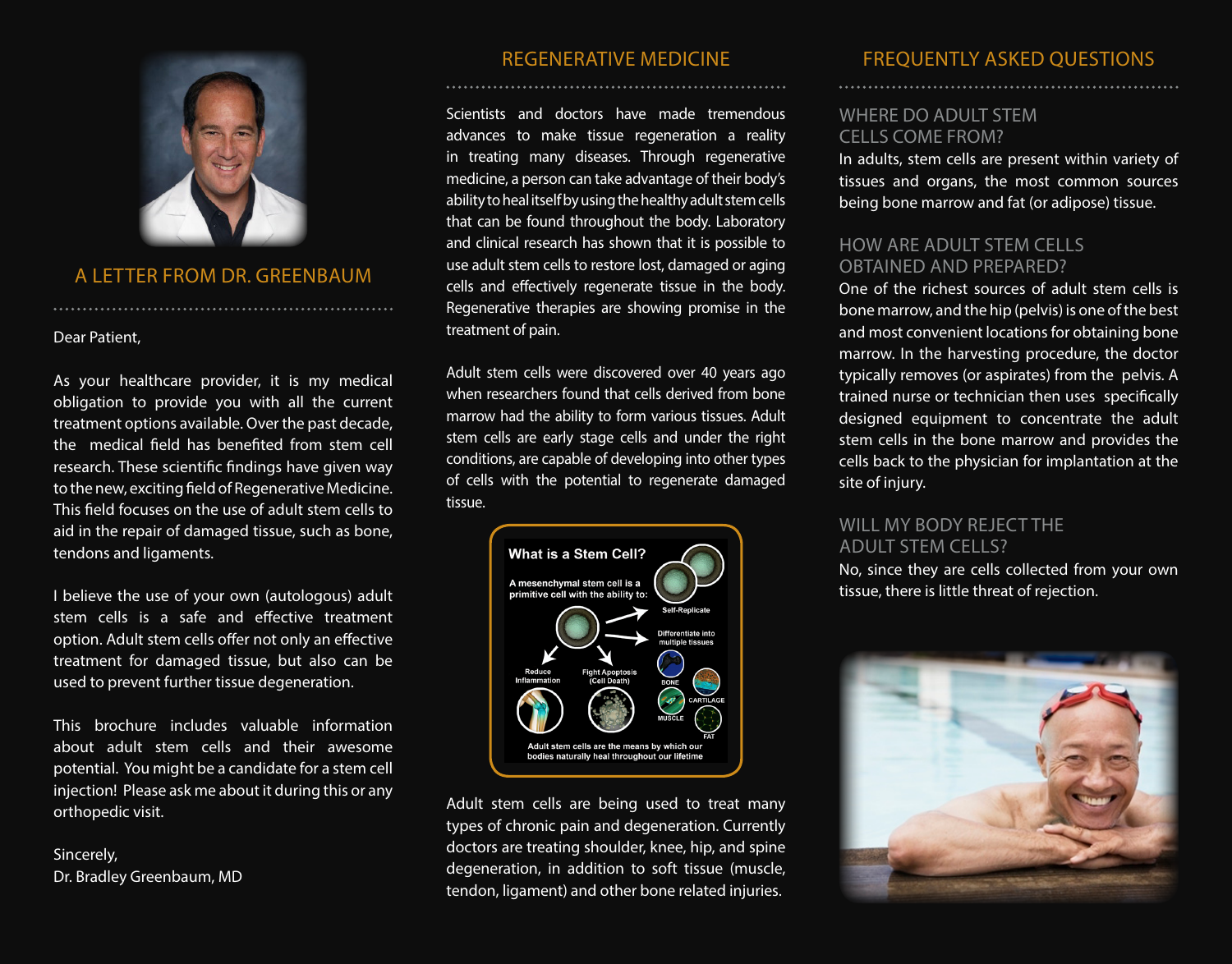## A LETTER FROM DR. GREENBAUM

Dear Patient,

As your healthcare provider, it is my medical obligation to provide you with all the current treatment options available. Over the past decade, the medical field has benefited from stem cell research. These scientific findings have given way to the new, exciting field of Regenerative Medicine. This field focuses on the use of adult stem cells to aid in the repair of damaged tissue, such as bone, tendons and ligaments.

I believe the use of your own (autologous) adult stem cells is a safe and effective treatment option. Adult stem cells offer not only an effective treatment for damaged tissue, but also can be used to prevent further tissue degeneration.

This brochure includes valuable information about adult stem cells and their awesome potential. You might be a candidate for a stem cell injection! Please ask me about it during this or any orthopedic visit.

Sincerely,
Dr. Bradley Greenbaum, MD

## REGENERATIVE MEDICINE

Scientists and doctors have made tremendous advances to make tissue regeneration a reality in treating many diseases. Through regenerative medicine, a person can take advantage of their body's ability to heal itself by using the healthy adult stem cells that can be found throughout the body. Laboratory and clinical research has shown that it is possible to use adult stem cells to restore lost, damaged or aging cells and effectively regenerate tissue in the body. Regenerative therapies are showing promise in the treatment of pain.

Adult stem cells were discovered over 40 years ago when researchers found that cells derived from bone marrow had the ability to form various tissues. Adult stem cells are early stage cells and under the right conditions, are capable of developing into other types of cells with the potential to regenerate damaged tissue.

What is a Stem Cell?

A mesenchymal stem cell is a primitive cell with the ability to:

Self-Replicate

Differentiate into multiple tissues

Reduce Inflammation

Fight Apoptosis (Cell Death)

BONE

CARTILAGE

MUSCLE

FAT

Adult stem cells are the means by which our bodies naturally heal throughout our lifetime

Adult stem cells are being used to treat many types of chronic pain and degeneration. Currently doctors are treating shoulder, knee, hip, and spine degeneration, in addition to soft tissue (muscle, tendon, ligament) and other bone related injuries.

## FREQUENTLY ASKED QUESTIONS

### WHERE DO ADULT STEM CELLS COME FROM?

In adults, stem cells are present within variety of tissues and organs, the most common sources being bone marrow and fat (or adipose) tissue.

### HOW ARE ADULT STEM CELLS OBTAINED AND PREPARED?

One of the richest sources of adult stem cells is bone marrow, and the hip (pelvis) is one of the best and most convenient locations for obtaining bone marrow. In the harvesting procedure, the doctor typically removes (or aspirates) from the pelvis. A trained nurse or technician then uses specifically designed equipment to concentrate the adult stem cells in the bone marrow and provides the cells back to the physician for implantation at the site of injury.

### WILL MY BODY REJECT THE ADULT STEM CELLS?

No, since they are cells collected from your own tissue, there is little threat of rejection.